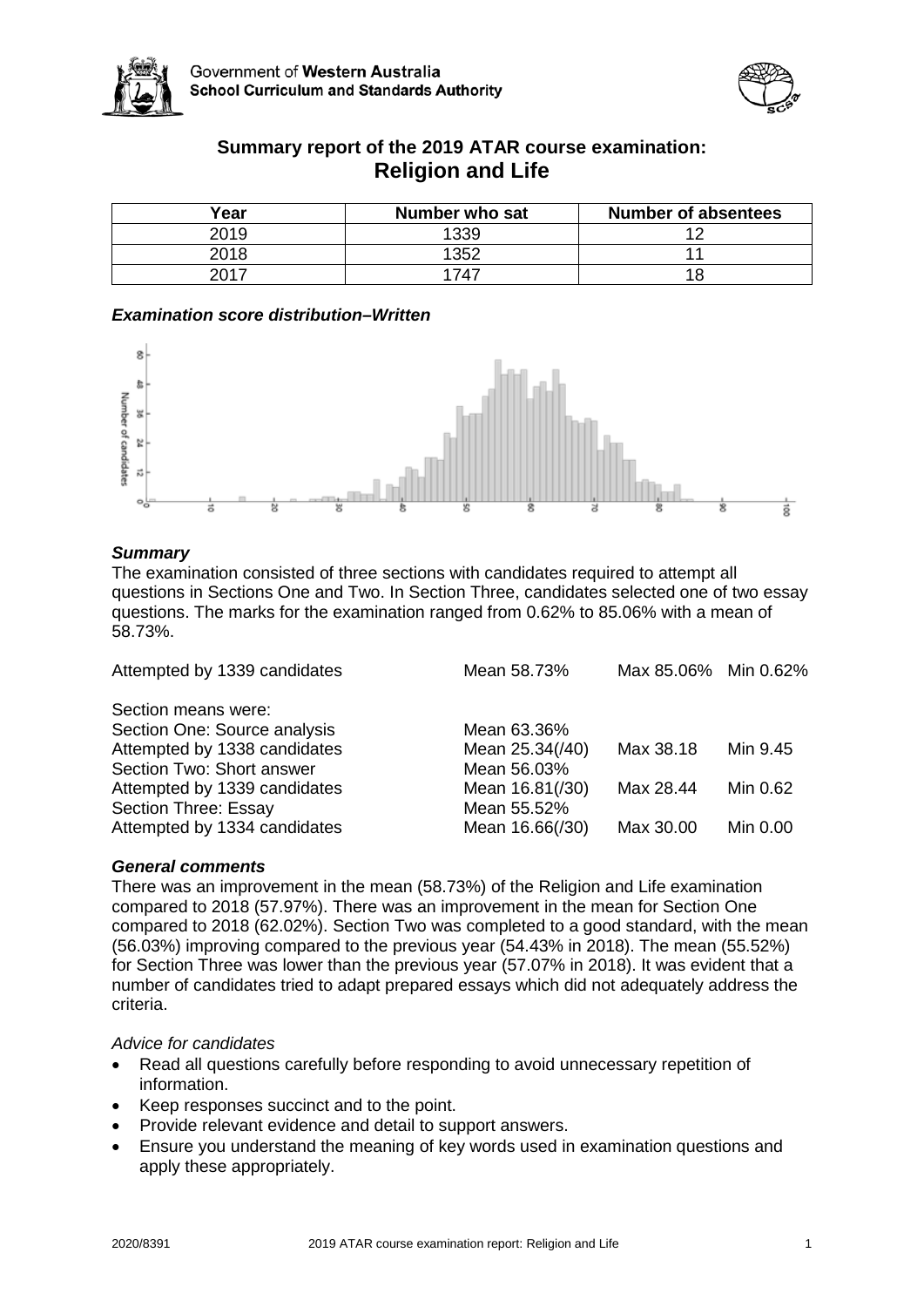Government of Western Australia
School Curriculum and Standards Authority

# Summary report of the 2019 ATAR course examination: Religion and Life

| Year | Number who sat | Number of absentees |
|---|---|---|
| 2019 | 1339 | 12 |
| 2018 | 1352 | 11 |
| 2017 | 1747 | 18 |

### *Examination score distribution–Written*

### *Summary*

The examination consisted of three sections with candidates required to attempt all questions in Sections One and Two. In Section Three, candidates selected one of two essay questions. The marks for the examination ranged from 0.62% to 85.06% with a mean of 58.73%.

| | | | |
|---|---|---|---|
| Attempted by 1339 candidates | Mean 58.73% | Max 85.06% | Min 0.62% |
| Section means were: | | | |
| Section One: Source analysis | Mean 63.36% | | |
| Attempted by 1338 candidates | Mean 25.34(/40) | Max 38.18 | Min 9.45 |
| Section Two: Short answer | Mean 56.03% | | |
| Attempted by 1339 candidates | Mean 16.81(/30) | Max 28.44 | Min 0.62 |
| Section Three: Essay | Mean 55.52% | | |
| Attempted by 1334 candidates | Mean 16.66(/30) | Max 30.00 | Min 0.00 |

### *General comments*

There was an improvement in the mean (58.73%) of the Religion and Life examination compared to 2018 (57.97%). There was an improvement in the mean for Section One compared to 2018 (62.02%). Section Two was completed to a good standard, with the mean (56.03%) improving compared to the previous year (54.43% in 2018). The mean (55.52%) for Section Three was lower than the previous year (57.07% in 2018). It was evident that a number of candidates tried to adapt prepared essays which did not adequately address the criteria.

*Advice for candidates*

- Read all questions carefully before responding to avoid unnecessary repetition of information.
- Keep responses succinct and to the point.
- Provide relevant evidence and detail to support answers.
- Ensure you understand the meaning of key words used in examination questions and apply these appropriately.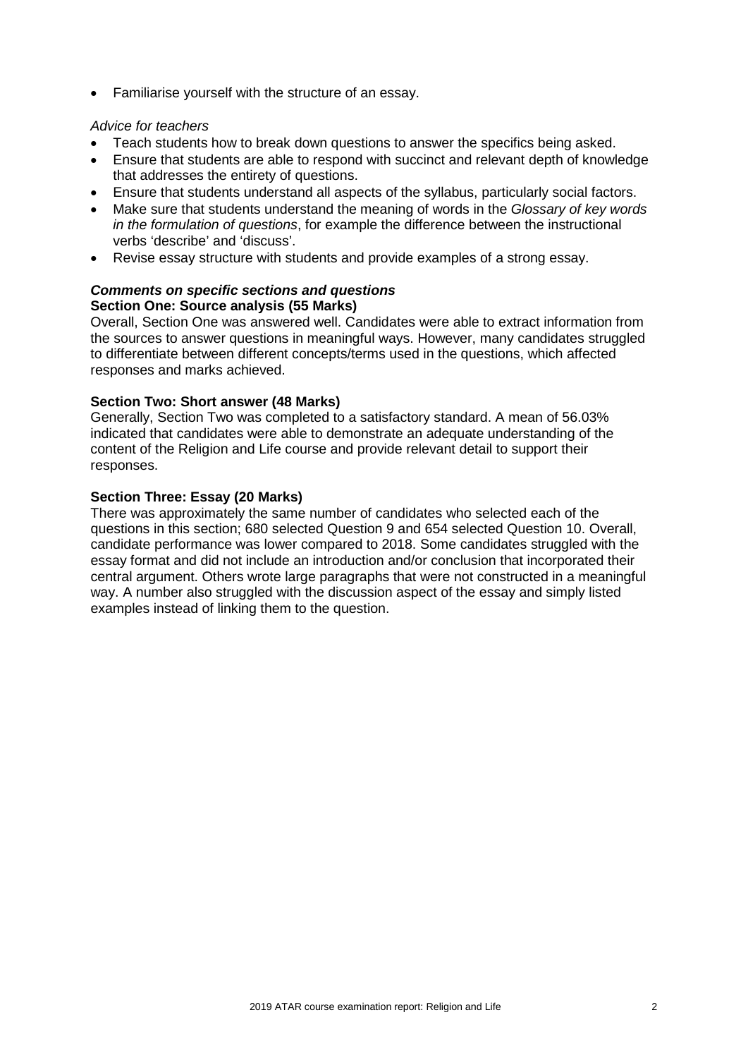- Familiarise yourself with the structure of an essay.

*Advice for teachers*

- Teach students how to break down questions to answer the specifics being asked.
- Ensure that students are able to respond with succinct and relevant depth of knowledge that addresses the entirety of questions.
- Ensure that students understand all aspects of the syllabus, particularly social factors.
- Make sure that students understand the meaning of words in the *Glossary of key words in the formulation of questions*, for example the difference between the instructional verbs 'describe' and 'discuss'.
- Revise essay structure with students and provide examples of a strong essay.

### *Comments on specific sections and questions*

**Section One: Source analysis (55 Marks)**

Overall, Section One was answered well. Candidates were able to extract information from the sources to answer questions in meaningful ways. However, many candidates struggled to differentiate between different concepts/terms used in the questions, which affected responses and marks achieved.

**Section Two: Short answer (48 Marks)**

Generally, Section Two was completed to a satisfactory standard. A mean of 56.03% indicated that candidates were able to demonstrate an adequate understanding of the content of the Religion and Life course and provide relevant detail to support their responses.

**Section Three: Essay (20 Marks)**

There was approximately the same number of candidates who selected each of the questions in this section; 680 selected Question 9 and 654 selected Question 10. Overall, candidate performance was lower compared to 2018. Some candidates struggled with the essay format and did not include an introduction and/or conclusion that incorporated their central argument. Others wrote large paragraphs that were not constructed in a meaningful way. A number also struggled with the discussion aspect of the essay and simply listed examples instead of linking them to the question.